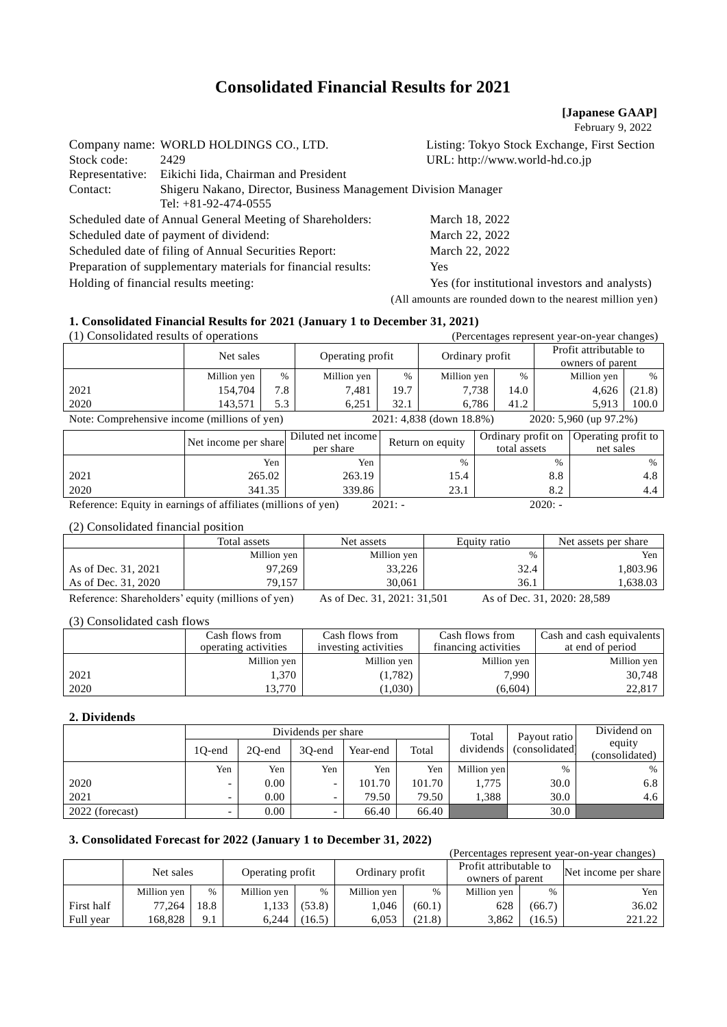# Consolidated Financial Results for 2021

**[Japanese GAAP]**

February 9, 2022

Company name: WORLD HOLDINGS CO., LTD. Listing: Tokyo Stock Exchange, First Section
Stock code: 2429 URL: http://www.world-hd.co.jp
Representative: Eikichi Iida, Chairman and President
Contact: Shigeru Nakano, Director, Business Management Division Manager
Tel: +81-92-474-0555

Scheduled date of Annual General Meeting of Shareholders: March 18, 2022
Scheduled date of payment of dividend: March 22, 2022
Scheduled date of filing of Annual Securities Report: March 22, 2022
Preparation of supplementary materials for financial results: Yes
Holding of financial results meeting: Yes (for institutional investors and analysts)

(All amounts are rounded down to the nearest million yen)

### 1. Consolidated Financial Results for 2021 (January 1 to December 31, 2021)

(1) Consolidated results of operations (Percentages represent year-on-year changes)

| | Net sales | | Operating profit | | Ordinary profit | | Profit attributable to owners of parent | |
|---|---|---|---|---|---|---|---|---|
| | Million yen | % | Million yen | % | Million yen | % | Million yen | % |
| 2021 | 154,704 | 7.8 | 7,481 | 19.7 | 7,738 | 14.0 | 4,626 | (21.8) |
| 2020 | 143,571 | 5.3 | 6,251 | 32.1 | 6,786 | 41.2 | 5,913 | 100.0 |

Note: Comprehensive income (millions of yen) 2021: 4,838 (down 18.8%) 2020: 5,960 (up 97.2%)

| | Net income per share | Diluted net income per share | Return on equity | Ordinary profit on total assets | Operating profit to net sales |
|---|---|---|---|---|---|
| | Yen | Yen | % | % | % |
| 2021 | 265.02 | 263.19 | 15.4 | 8.8 | 4.8 |
| 2020 | 341.35 | 339.86 | 23.1 | 8.2 | 4.4 |

Reference: Equity in earnings of affiliates (millions of yen) 2021: - 2020: -

(2) Consolidated financial position

| | Total assets | Net assets | Equity ratio | Net assets per share |
|---|---|---|---|---|
| | Million yen | Million yen | % | Yen |
| As of Dec. 31, 2021 | 97,269 | 33,226 | 32.4 | 1,803.96 |
| As of Dec. 31, 2020 | 79,157 | 30,061 | 36.1 | 1,638.03 |

Reference: Shareholders' equity (millions of yen) As of Dec. 31, 2021: 31,501 As of Dec. 31, 2020: 28,589

(3) Consolidated cash flows

| | Cash flows from operating activities | Cash flows from investing activities | Cash flows from financing activities | Cash and cash equivalents at end of period |
|---|---|---|---|---|
| | Million yen | Million yen | Million yen | Million yen |
| 2021 | 1,370 | (1,782) | 7,990 | 30,748 |
| 2020 | 13,770 | (1,030) | (6,604) | 22,817 |

### 2. Dividends

| | Dividends per share | | | | | Total dividends | Payout ratio (consolidated) | Dividend on equity (consolidated) |
|---|---|---|---|---|---|---|---|---|
| | 1Q-end | 2Q-end | 3Q-end | Year-end | Total | | | |
| | Yen | Yen | Yen | Yen | Yen | Million yen | % | % |
| 2020 | - | 0.00 | - | 101.70 | 101.70 | 1,775 | 30.0 | 6.8 |
| 2021 | - | 0.00 | - | 79.50 | 79.50 | 1,388 | 30.0 | 4.6 |
| 2022 (forecast) | - | 0.00 | - | 66.40 | 66.40 | | 30.0 | |

### 3. Consolidated Forecast for 2022 (January 1 to December 31, 2022)

(Percentages represent year-on-year changes)

| | Net sales | | Operating profit | | Ordinary profit | | Profit attributable to owners of parent | | Net income per share |
|---|---|---|---|---|---|---|---|---|---|
| | Million yen | % | Million yen | % | Million yen | % | Million yen | % | Yen |
| First half | 77,264 | 18.8 | 1,133 | (53.8) | 1,046 | (60.1) | 628 | (66.7) | 36.02 |
| Full year | 168,828 | 9.1 | 6,244 | (16.5) | 6,053 | (21.8) | 3,862 | (16.5) | 221.22 |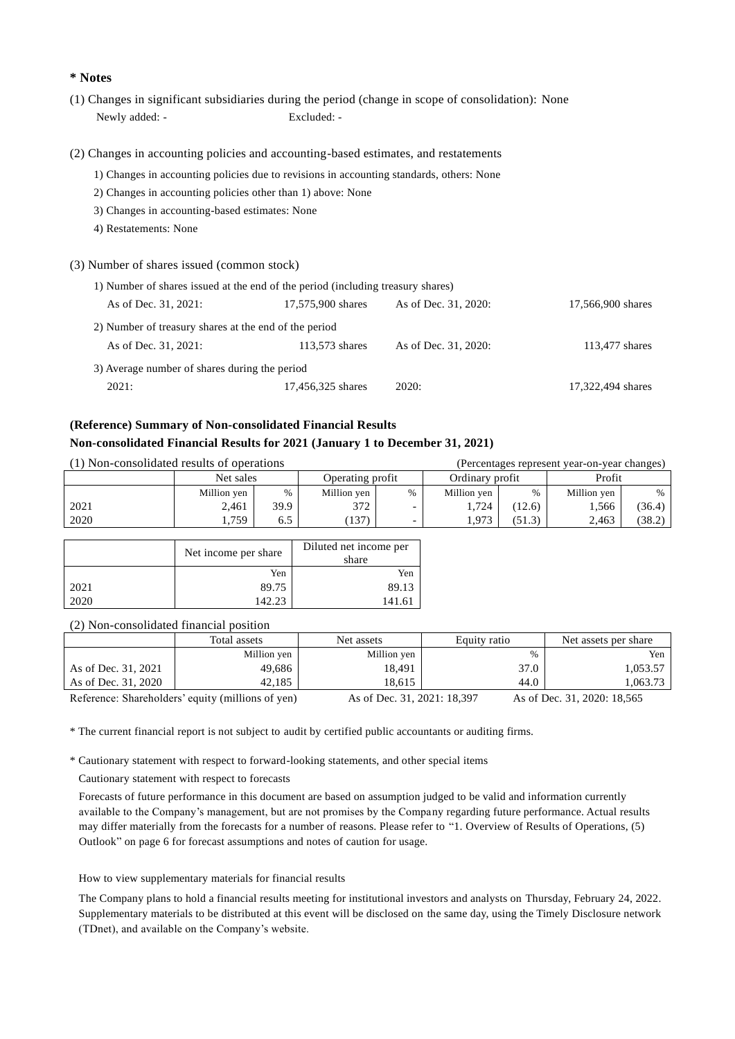**\* Notes**

(1) Changes in significant subsidiaries during the period (change in scope of consolidation): None

Newly added: - Excluded: -

(2) Changes in accounting policies and accounting-based estimates, and restatements

1) Changes in accounting policies due to revisions in accounting standards, others: None
2) Changes in accounting policies other than 1) above: None
3) Changes in accounting-based estimates: None
4) Restatements: None

(3) Number of shares issued (common stock)

1) Number of shares issued at the end of the period (including treasury shares)

| As of Dec. 31, 2021: | 17,575,900 shares | As of Dec. 31, 2020: | 17,566,900 shares |
|---|---|---|---|

2) Number of treasury shares at the end of the period

| As of Dec. 31, 2021: | 113,573 shares | As of Dec. 31, 2020: | 113,477 shares |
|---|---|---|---|

3) Average number of shares during the period

| 2021: | 17,456,325 shares | 2020: | 17,322,494 shares |
|---|---|---|---|

**(Reference) Summary of Non-consolidated Financial Results**

**Non-consolidated Financial Results for 2021 (January 1 to December 31, 2021)**

(1) Non-consolidated results of operations (Percentages represent year-on-year changes)

| | Net sales | | Operating profit | | Ordinary profit | | Profit | |
|---|---|---|---|---|---|---|---|---|
| | Million yen | % | Million yen | % | Million yen | % | Million yen | % |
| 2021 | 2,461 | 39.9 | 372 | - | 1,724 | (12.6) | 1,566 | (36.4) |
| 2020 | 1,759 | 6.5 | (137) | - | 1,973 | (51.3) | 2,463 | (38.2) |

| | Net income per share | Diluted net income per share |
|---|---|---|
| | Yen | Yen |
| 2021 | 89.75 | 89.13 |
| 2020 | 142.23 | 141.61 |

(2) Non-consolidated financial position

| | Total assets | Net assets | Equity ratio | Net assets per share |
|---|---|---|---|---|
| | Million yen | Million yen | % | Yen |
| As of Dec. 31, 2021 | 49,686 | 18,491 | 37.0 | 1,053.57 |
| As of Dec. 31, 2020 | 42,185 | 18,615 | 44.0 | 1,063.73 |

Reference: Shareholders' equity (millions of yen) As of Dec. 31, 2021: 18,397 As of Dec. 31, 2020: 18,565

\* The current financial report is not subject to audit by certified public accountants or auditing firms.

\* Cautionary statement with respect to forward-looking statements, and other special items

Cautionary statement with respect to forecasts

Forecasts of future performance in this document are based on assumption judged to be valid and information currently available to the Company's management, but are not promises by the Company regarding future performance. Actual results may differ materially from the forecasts for a number of reasons. Please refer to "1. Overview of Results of Operations, (5) Outlook" on page 6 for forecast assumptions and notes of caution for usage.

How to view supplementary materials for financial results

The Company plans to hold a financial results meeting for institutional investors and analysts on Thursday, February 24, 2022. Supplementary materials to be distributed at this event will be disclosed on the same day, using the Timely Disclosure network (TDnet), and available on the Company's website.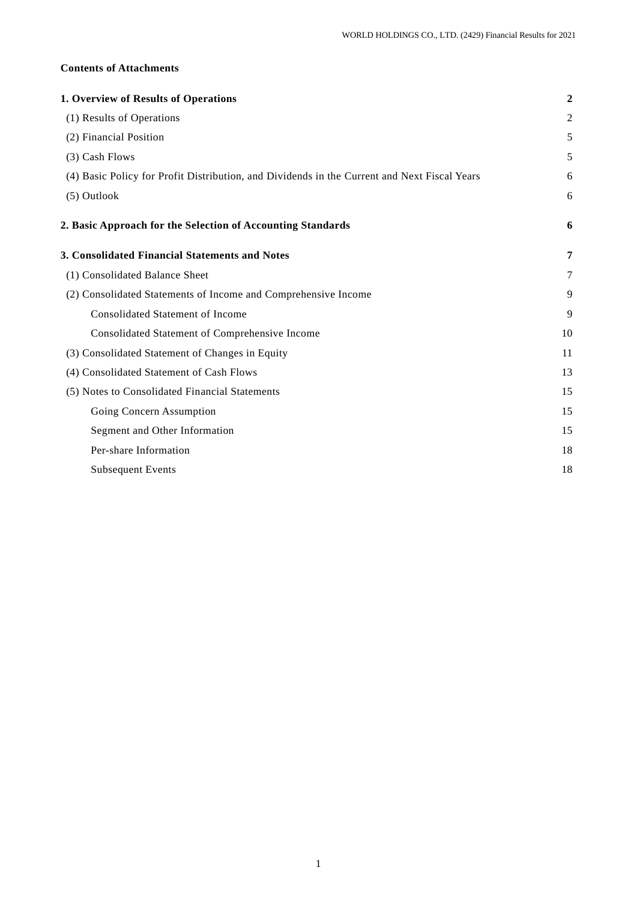**Contents of Attachments**

| | |
|---|---|
| **1. Overview of Results of Operations** | **2** |
| (1) Results of Operations | 2 |
| (2) Financial Position | 5 |
| (3) Cash Flows | 5 |
| (4) Basic Policy for Profit Distribution, and Dividends in the Current and Next Fiscal Years | 6 |
| (5) Outlook | 6 |
| **2. Basic Approach for the Selection of Accounting Standards** | **6** |
| **3. Consolidated Financial Statements and Notes** | **7** |
| (1) Consolidated Balance Sheet | 7 |
| (2) Consolidated Statements of Income and Comprehensive Income | 9 |
| Consolidated Statement of Income | 9 |
| Consolidated Statement of Comprehensive Income | 10 |
| (3) Consolidated Statement of Changes in Equity | 11 |
| (4) Consolidated Statement of Cash Flows | 13 |
| (5) Notes to Consolidated Financial Statements | 15 |
| Going Concern Assumption | 15 |
| Segment and Other Information | 15 |
| Per-share Information | 18 |
| Subsequent Events | 18 |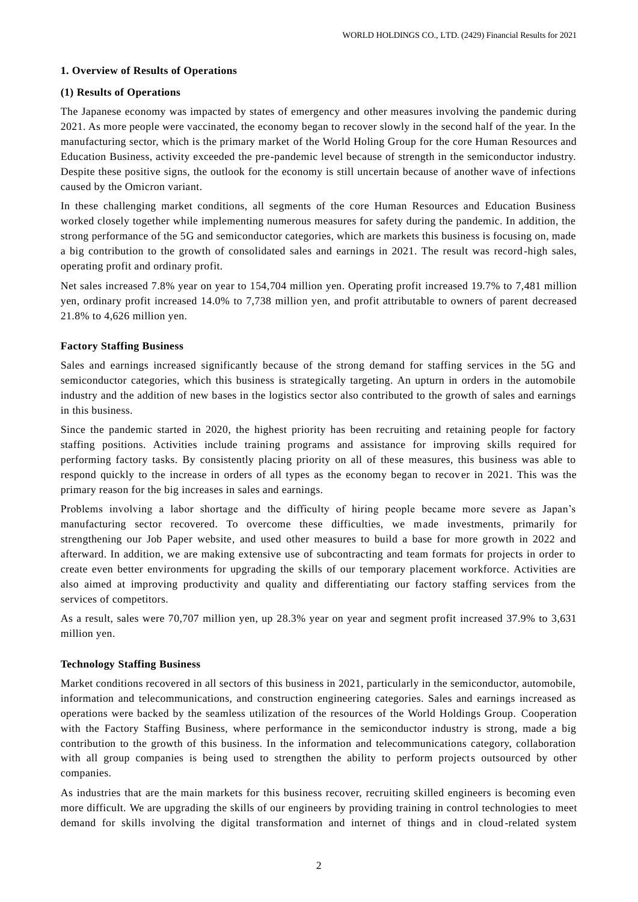## 1. Overview of Results of Operations

### (1) Results of Operations

The Japanese economy was impacted by states of emergency and other measures involving the pandemic during 2021. As more people were vaccinated, the economy began to recover slowly in the second half of the year. In the manufacturing sector, which is the primary market of the World Holing Group for the core Human Resources and Education Business, activity exceeded the pre-pandemic level because of strength in the semiconductor industry. Despite these positive signs, the outlook for the economy is still uncertain because of another wave of infections caused by the Omicron variant.

In these challenging market conditions, all segments of the core Human Resources and Education Business worked closely together while implementing numerous measures for safety during the pandemic. In addition, the strong performance of the 5G and semiconductor categories, which are markets this business is focusing on, made a big contribution to the growth of consolidated sales and earnings in 2021. The result was record-high sales, operating profit and ordinary profit.

Net sales increased 7.8% year on year to 154,704 million yen. Operating profit increased 19.7% to 7,481 million yen, ordinary profit increased 14.0% to 7,738 million yen, and profit attributable to owners of parent decreased 21.8% to 4,626 million yen.

#### Factory Staffing Business

Sales and earnings increased significantly because of the strong demand for staffing services in the 5G and semiconductor categories, which this business is strategically targeting. An upturn in orders in the automobile industry and the addition of new bases in the logistics sector also contributed to the growth of sales and earnings in this business.

Since the pandemic started in 2020, the highest priority has been recruiting and retaining people for factory staffing positions. Activities include training programs and assistance for improving skills required for performing factory tasks. By consistently placing priority on all of these measures, this business was able to respond quickly to the increase in orders of all types as the economy began to recover in 2021. This was the primary reason for the big increases in sales and earnings.

Problems involving a labor shortage and the difficulty of hiring people became more severe as Japan's manufacturing sector recovered. To overcome these difficulties, we made investments, primarily for strengthening our Job Paper website, and used other measures to build a base for more growth in 2022 and afterward. In addition, we are making extensive use of subcontracting and team formats for projects in order to create even better environments for upgrading the skills of our temporary placement workforce. Activities are also aimed at improving productivity and quality and differentiating our factory staffing services from the services of competitors.

As a result, sales were 70,707 million yen, up 28.3% year on year and segment profit increased 37.9% to 3,631 million yen.

#### Technology Staffing Business

Market conditions recovered in all sectors of this business in 2021, particularly in the semiconductor, automobile, information and telecommunications, and construction engineering categories. Sales and earnings increased as operations were backed by the seamless utilization of the resources of the World Holdings Group. Cooperation with the Factory Staffing Business, where performance in the semiconductor industry is strong, made a big contribution to the growth of this business. In the information and telecommunications category, collaboration with all group companies is being used to strengthen the ability to perform projects outsourced by other companies.

As industries that are the main markets for this business recover, recruiting skilled engineers is becoming even more difficult. We are upgrading the skills of our engineers by providing training in control technologies to meet demand for skills involving the digital transformation and internet of things and in cloud-related system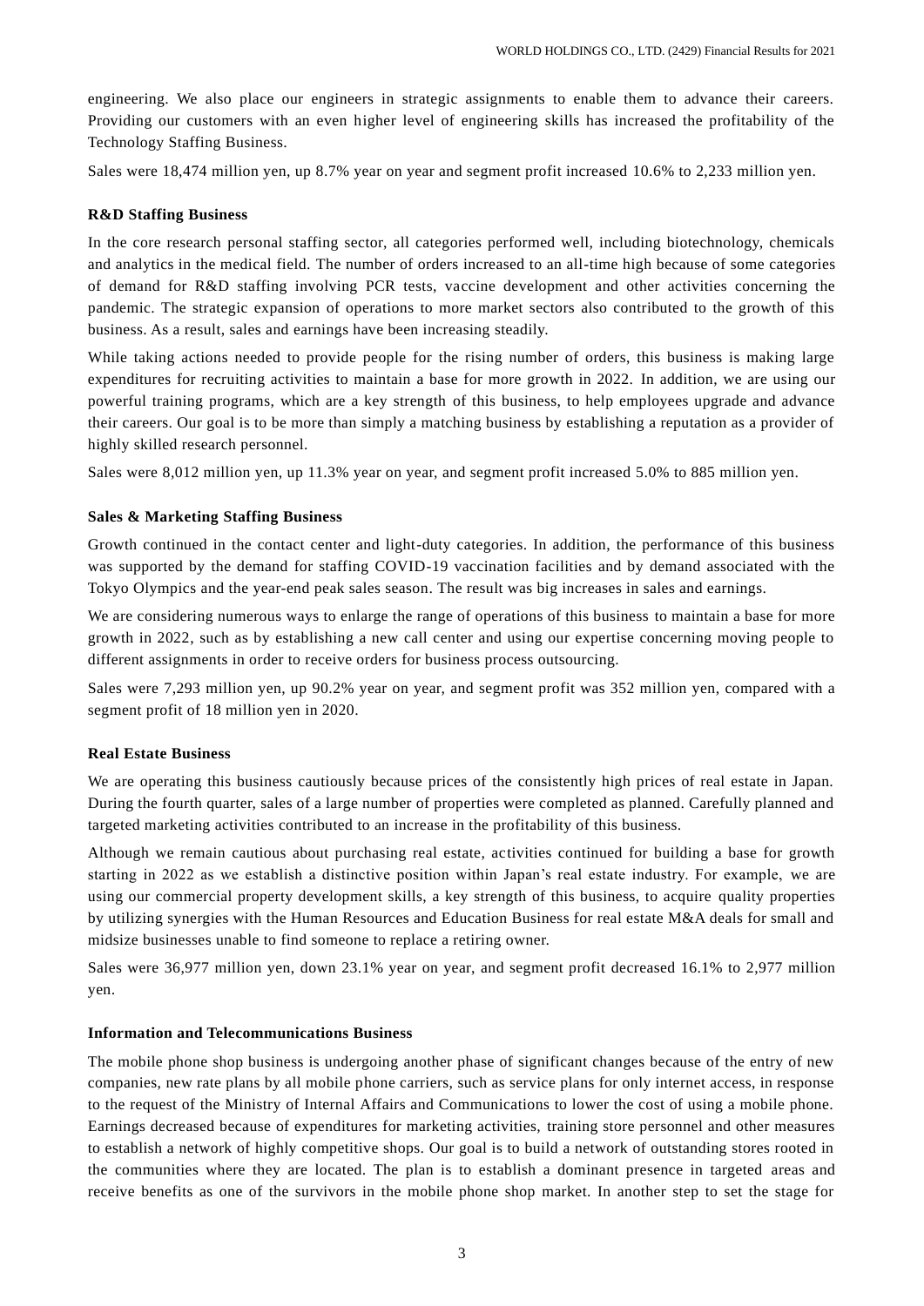engineering. We also place our engineers in strategic assignments to enable them to advance their careers. Providing our customers with an even higher level of engineering skills has increased the profitability of the Technology Staffing Business.

Sales were 18,474 million yen, up 8.7% year on year and segment profit increased 10.6% to 2,233 million yen.

**R&D Staffing Business**

In the core research personal staffing sector, all categories performed well, including biotechnology, chemicals and analytics in the medical field. The number of orders increased to an all-time high because of some categories of demand for R&D staffing involving PCR tests, vaccine development and other activities concerning the pandemic. The strategic expansion of operations to more market sectors also contributed to the growth of this business. As a result, sales and earnings have been increasing steadily.

While taking actions needed to provide people for the rising number of orders, this business is making large expenditures for recruiting activities to maintain a base for more growth in 2022. In addition, we are using our powerful training programs, which are a key strength of this business, to help employees upgrade and advance their careers. Our goal is to be more than simply a matching business by establishing a reputation as a provider of highly skilled research personnel.

Sales were 8,012 million yen, up 11.3% year on year, and segment profit increased 5.0% to 885 million yen.

**Sales & Marketing Staffing Business**

Growth continued in the contact center and light-duty categories. In addition, the performance of this business was supported by the demand for staffing COVID-19 vaccination facilities and by demand associated with the Tokyo Olympics and the year-end peak sales season. The result was big increases in sales and earnings.

We are considering numerous ways to enlarge the range of operations of this business to maintain a base for more growth in 2022, such as by establishing a new call center and using our expertise concerning moving people to different assignments in order to receive orders for business process outsourcing.

Sales were 7,293 million yen, up 90.2% year on year, and segment profit was 352 million yen, compared with a segment profit of 18 million yen in 2020.

**Real Estate Business**

We are operating this business cautiously because prices of the consistently high prices of real estate in Japan. During the fourth quarter, sales of a large number of properties were completed as planned. Carefully planned and targeted marketing activities contributed to an increase in the profitability of this business.

Although we remain cautious about purchasing real estate, activities continued for building a base for growth starting in 2022 as we establish a distinctive position within Japan's real estate industry. For example, we are using our commercial property development skills, a key strength of this business, to acquire quality properties by utilizing synergies with the Human Resources and Education Business for real estate M&A deals for small and midsize businesses unable to find someone to replace a retiring owner.

Sales were 36,977 million yen, down 23.1% year on year, and segment profit decreased 16.1% to 2,977 million yen.

**Information and Telecommunications Business**

The mobile phone shop business is undergoing another phase of significant changes because of the entry of new companies, new rate plans by all mobile phone carriers, such as service plans for only internet access, in response to the request of the Ministry of Internal Affairs and Communications to lower the cost of using a mobile phone. Earnings decreased because of expenditures for marketing activities, training store personnel and other measures to establish a network of highly competitive shops. Our goal is to build a network of outstanding stores rooted in the communities where they are located. The plan is to establish a dominant presence in targeted areas and receive benefits as one of the survivors in the mobile phone shop market. In another step to set the stage for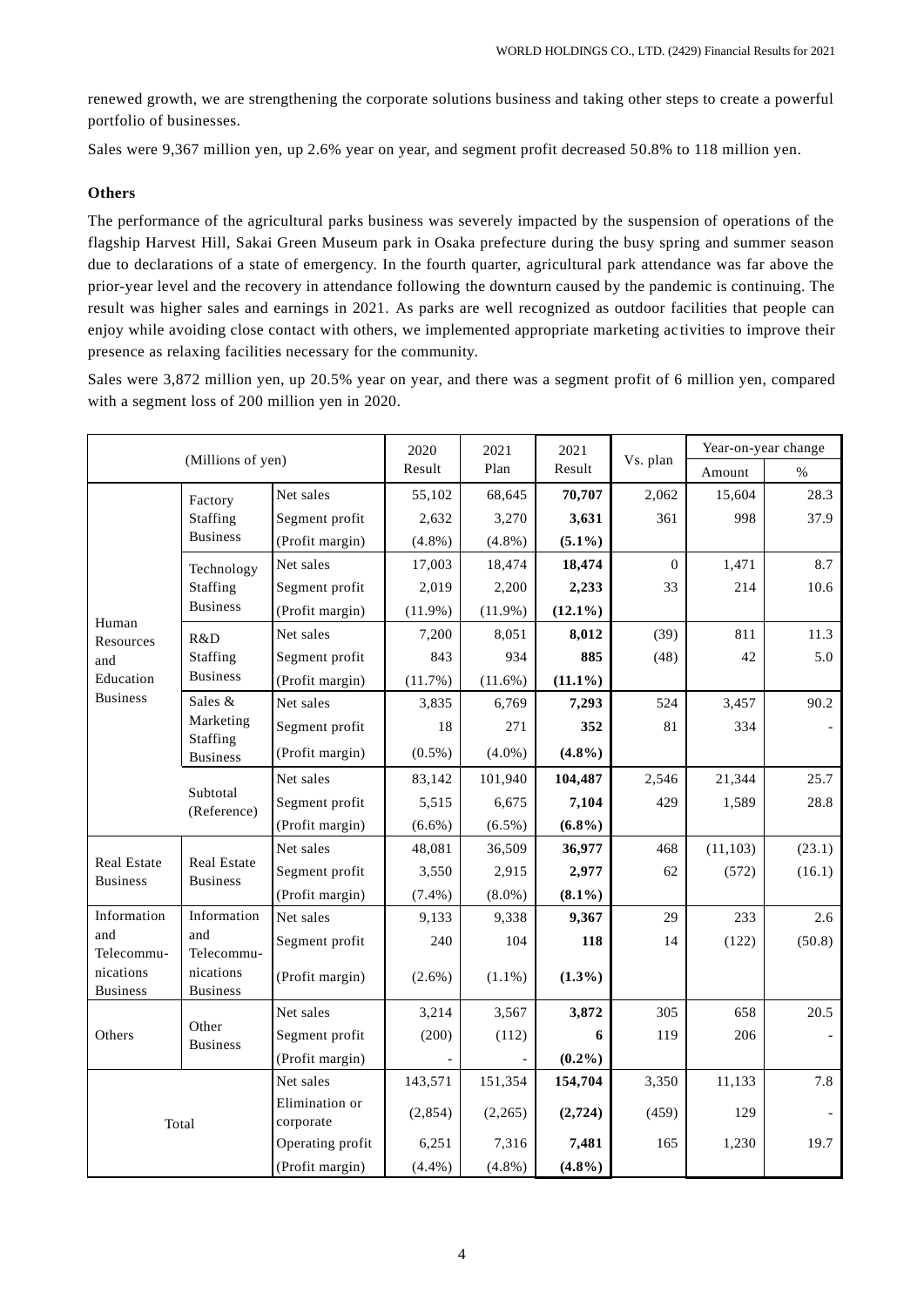renewed growth, we are strengthening the corporate solutions business and taking other steps to create a powerful portfolio of businesses.

Sales were 9,367 million yen, up 2.6% year on year, and segment profit decreased 50.8% to 118 million yen.

**Others**

The performance of the agricultural parks business was severely impacted by the suspension of operations of the flagship Harvest Hill, Sakai Green Museum park in Osaka prefecture during the busy spring and summer season due to declarations of a state of emergency. In the fourth quarter, agricultural park attendance was far above the prior-year level and the recovery in attendance following the downturn caused by the pandemic is continuing. The result was higher sales and earnings in 2021. As parks are well recognized as outdoor facilities that people can enjoy while avoiding close contact with others, we implemented appropriate marketing activities to improve their presence as relaxing facilities necessary for the community.

Sales were 3,872 million yen, up 20.5% year on year, and there was a segment profit of 6 million yen, compared with a segment loss of 200 million yen in 2020.

| (Millions of yen) | | | 2020 Result | 2021 Plan | 2021 Result | Vs. plan | Year-on-year change | |
|---|---|---|---|---|---|---|---|---|
| | | | | | | | Amount | % |
| Human Resources and Education Business | Factory Staffing Business | Net sales | 55,102 | 68,645 | **70,707** | 2,062 | 15,604 | 28.3 |
| | | Segment profit | 2,632 | 3,270 | **3,631** | 361 | 998 | 37.9 |
| | | (Profit margin) | (4.8%) | (4.8%) | **(5.1%)** | | | |
| | Technology Staffing Business | Net sales | 17,003 | 18,474 | **18,474** | 0 | 1,471 | 8.7 |
| | | Segment profit | 2,019 | 2,200 | **2,233** | 33 | 214 | 10.6 |
| | | (Profit margin) | (11.9%) | (11.9%) | **(12.1%)** | | | |
| | R&D Staffing Business | Net sales | 7,200 | 8,051 | **8,012** | (39) | 811 | 11.3 |
| | | Segment profit | 843 | 934 | **885** | (48) | 42 | 5.0 |
| | | (Profit margin) | (11.7%) | (11.6%) | **(11.1%)** | | | |
| | Sales & Marketing Staffing Business | Net sales | 3,835 | 6,769 | **7,293** | 524 | 3,457 | 90.2 |
| | | Segment profit | 18 | 271 | **352** | 81 | 334 | - |
| | | (Profit margin) | (0.5%) | (4.0%) | **(4.8%)** | | | |
| | Subtotal (Reference) | Net sales | 83,142 | 101,940 | **104,487** | 2,546 | 21,344 | 25.7 |
| | | Segment profit | 5,515 | 6,675 | **7,104** | 429 | 1,589 | 28.8 |
| | | (Profit margin) | (6.6%) | (6.5%) | **(6.8%)** | | | |
| Real Estate Business | Real Estate Business | Net sales | 48,081 | 36,509 | **36,977** | 468 | (11,103) | (23.1) |
| | | Segment profit | 3,550 | 2,915 | **2,977** | 62 | (572) | (16.1) |
| | | (Profit margin) | (7.4%) | (8.0%) | **(8.1%)** | | | |
| Information and Telecommunications Business | Information and Telecommunications Business | Net sales | 9,133 | 9,338 | **9,367** | 29 | 233 | 2.6 |
| | | Segment profit | 240 | 104 | **118** | 14 | (122) | (50.8) |
| | | (Profit margin) | (2.6%) | (1.1%) | **(1.3%)** | | | |
| Others | Other Business | Net sales | 3,214 | 3,567 | **3,872** | 305 | 658 | 20.5 |
| | | Segment profit | (200) | (112) | **6** | 119 | 206 | - |
| | | (Profit margin) | - | - | **(0.2%)** | | | |
| Total | | Net sales | 143,571 | 151,354 | **154,704** | 3,350 | 11,133 | 7.8 |
| | | Elimination or corporate | (2,854) | (2,265) | **(2,724)** | (459) | 129 | - |
| | | Operating profit | 6,251 | 7,316 | **7,481** | 165 | 1,230 | 19.7 |
| | | (Profit margin) | (4.4%) | (4.8%) | **(4.8%)** | | | |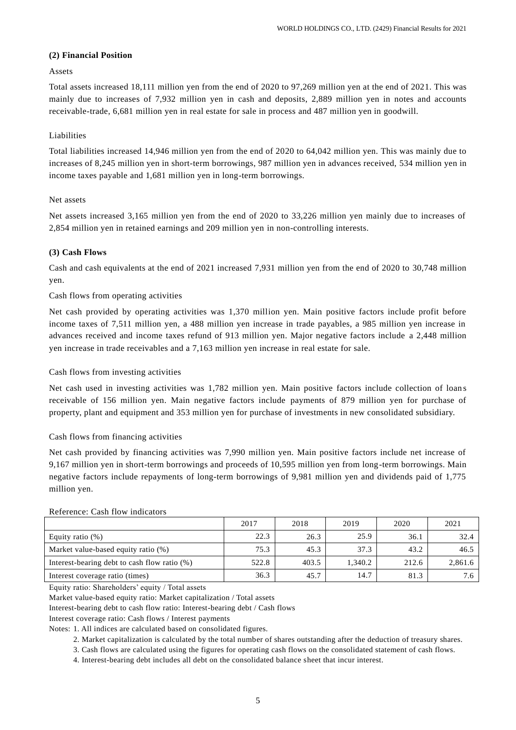### (2) Financial Position

Assets

Total assets increased 18,111 million yen from the end of 2020 to 97,269 million yen at the end of 2021. This was mainly due to increases of 7,932 million yen in cash and deposits, 2,889 million yen in notes and accounts receivable-trade, 6,681 million yen in real estate for sale in process and 487 million yen in goodwill.

Liabilities

Total liabilities increased 14,946 million yen from the end of 2020 to 64,042 million yen. This was mainly due to increases of 8,245 million yen in short-term borrowings, 987 million yen in advances received, 534 million yen in income taxes payable and 1,681 million yen in long-term borrowings.

Net assets

Net assets increased 3,165 million yen from the end of 2020 to 33,226 million yen mainly due to increases of 2,854 million yen in retained earnings and 209 million yen in non-controlling interests.

### (3) Cash Flows

Cash and cash equivalents at the end of 2021 increased 7,931 million yen from the end of 2020 to 30,748 million yen.

Cash flows from operating activities

Net cash provided by operating activities was 1,370 million yen. Main positive factors include profit before income taxes of 7,511 million yen, a 488 million yen increase in trade payables, a 985 million yen increase in advances received and income taxes refund of 913 million yen. Major negative factors include a 2,448 million yen increase in trade receivables and a 7,163 million yen increase in real estate for sale.

Cash flows from investing activities

Net cash used in investing activities was 1,782 million yen. Main positive factors include collection of loans receivable of 156 million yen. Main negative factors include payments of 879 million yen for purchase of property, plant and equipment and 353 million yen for purchase of investments in new consolidated subsidiary.

Cash flows from financing activities

Net cash provided by financing activities was 7,990 million yen. Main positive factors include net increase of 9,167 million yen in short-term borrowings and proceeds of 10,595 million yen from long-term borrowings. Main negative factors include repayments of long-term borrowings of 9,981 million yen and dividends paid of 1,775 million yen.

Reference: Cash flow indicators

| | 2017 | 2018 | 2019 | 2020 | 2021 |
|---|---|---|---|---|---|
| Equity ratio (%) | 22.3 | 26.3 | 25.9 | 36.1 | 32.4 |
| Market value-based equity ratio (%) | 75.3 | 45.3 | 37.3 | 43.2 | 46.5 |
| Interest-bearing debt to cash flow ratio (%) | 522.8 | 403.5 | 1,340.2 | 212.6 | 2,861.6 |
| Interest coverage ratio (times) | 36.3 | 45.7 | 14.7 | 81.3 | 7.6 |

Equity ratio: Shareholders' equity / Total assets

Market value-based equity ratio: Market capitalization / Total assets

Interest-bearing debt to cash flow ratio: Interest-bearing debt / Cash flows

Interest coverage ratio: Cash flows / Interest payments

Notes: 1. All indices are calculated based on consolidated figures.

2. Market capitalization is calculated by the total number of shares outstanding after the deduction of treasury shares.

3. Cash flows are calculated using the figures for operating cash flows on the consolidated statement of cash flows.

4. Interest-bearing debt includes all debt on the consolidated balance sheet that incur interest.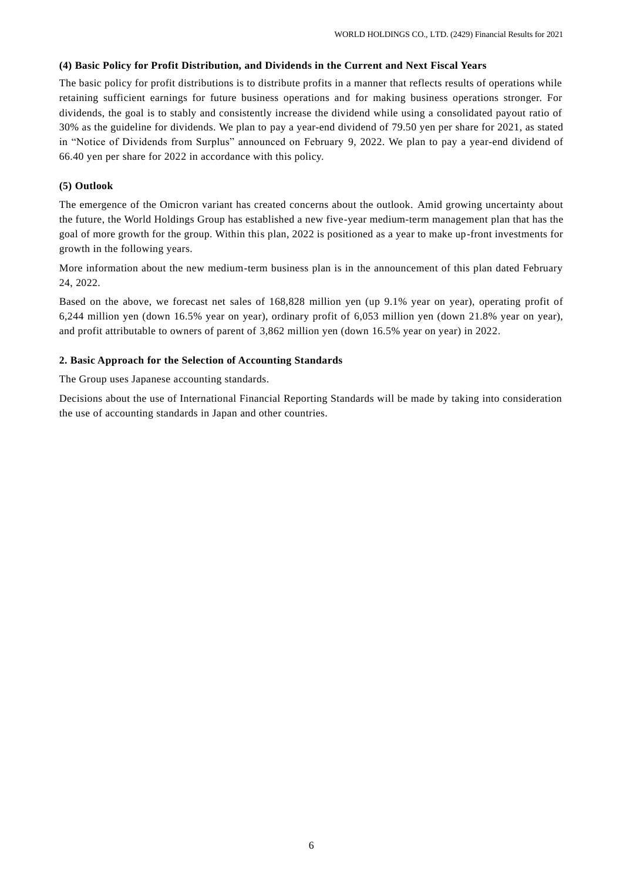### (4) Basic Policy for Profit Distribution, and Dividends in the Current and Next Fiscal Years

The basic policy for profit distributions is to distribute profits in a manner that reflects results of operations while retaining sufficient earnings for future business operations and for making business operations stronger. For dividends, the goal is to stably and consistently increase the dividend while using a consolidated payout ratio of 30% as the guideline for dividends. We plan to pay a year-end dividend of 79.50 yen per share for 2021, as stated in "Notice of Dividends from Surplus" announced on February 9, 2022. We plan to pay a year-end dividend of 66.40 yen per share for 2022 in accordance with this policy.

### (5) Outlook

The emergence of the Omicron variant has created concerns about the outlook. Amid growing uncertainty about the future, the World Holdings Group has established a new five-year medium-term management plan that has the goal of more growth for the group. Within this plan, 2022 is positioned as a year to make up-front investments for growth in the following years.

More information about the new medium-term business plan is in the announcement of this plan dated February 24, 2022.

Based on the above, we forecast net sales of 168,828 million yen (up 9.1% year on year), operating profit of 6,244 million yen (down 16.5% year on year), ordinary profit of 6,053 million yen (down 21.8% year on year), and profit attributable to owners of parent of 3,862 million yen (down 16.5% year on year) in 2022.

## 2. Basic Approach for the Selection of Accounting Standards

The Group uses Japanese accounting standards.

Decisions about the use of International Financial Reporting Standards will be made by taking into consideration the use of accounting standards in Japan and other countries.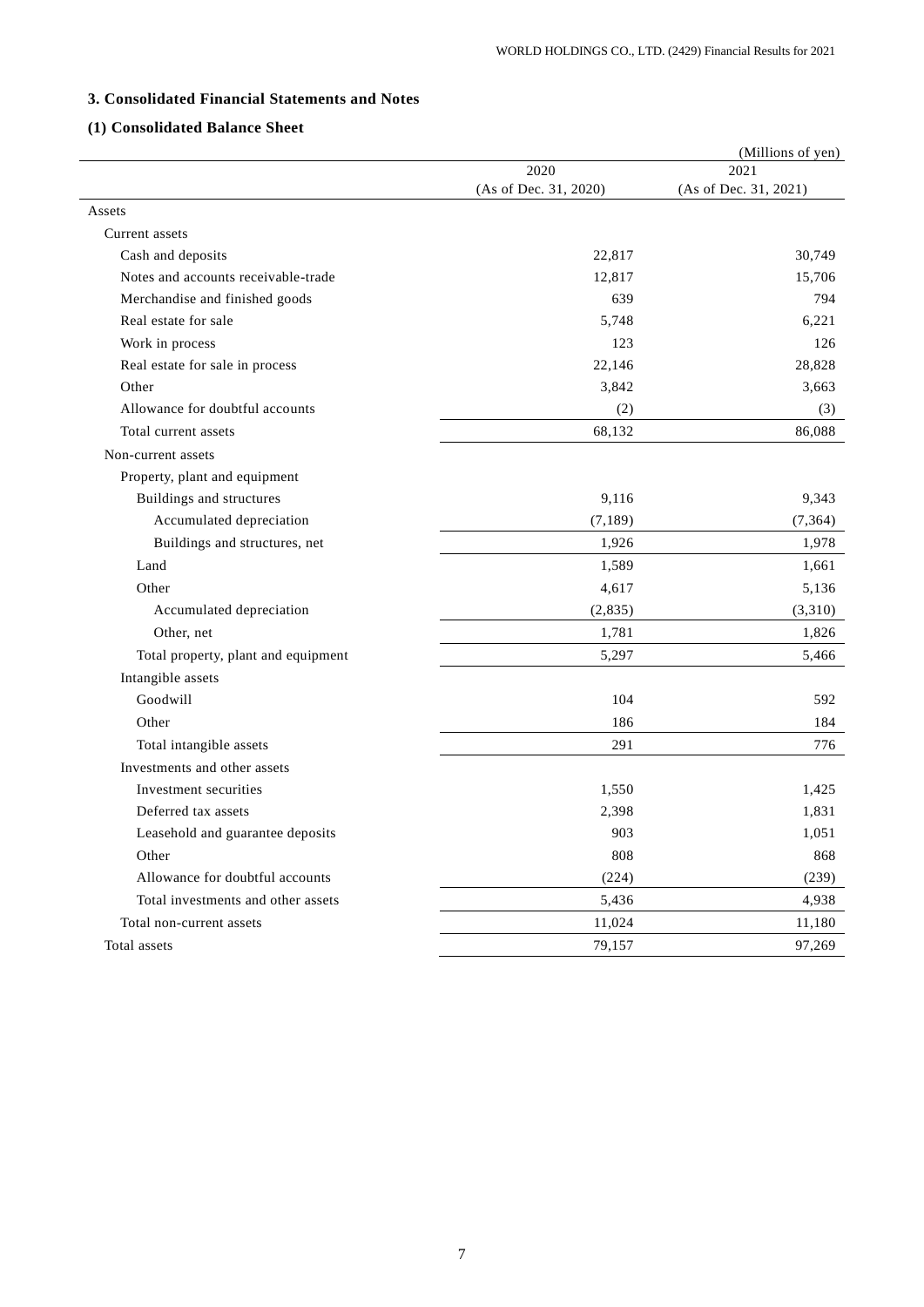## 3. Consolidated Financial Statements and Notes

### (1) Consolidated Balance Sheet

(Millions of yen)

| | 2020 (As of Dec. 31, 2020) | 2021 (As of Dec. 31, 2021) |
|---|---|---|
| Assets | | |
| Current assets | | |
| Cash and deposits | 22,817 | 30,749 |
| Notes and accounts receivable-trade | 12,817 | 15,706 |
| Merchandise and finished goods | 639 | 794 |
| Real estate for sale | 5,748 | 6,221 |
| Work in process | 123 | 126 |
| Real estate for sale in process | 22,146 | 28,828 |
| Other | 3,842 | 3,663 |
| Allowance for doubtful accounts | (2) | (3) |
| Total current assets | 68,132 | 86,088 |
| Non-current assets | | |
| Property, plant and equipment | | |
| Buildings and structures | 9,116 | 9,343 |
| Accumulated depreciation | (7,189) | (7,364) |
| Buildings and structures, net | 1,926 | 1,978 |
| Land | 1,589 | 1,661 |
| Other | 4,617 | 5,136 |
| Accumulated depreciation | (2,835) | (3,310) |
| Other, net | 1,781 | 1,826 |
| Total property, plant and equipment | 5,297 | 5,466 |
| Intangible assets | | |
| Goodwill | 104 | 592 |
| Other | 186 | 184 |
| Total intangible assets | 291 | 776 |
| Investments and other assets | | |
| Investment securities | 1,550 | 1,425 |
| Deferred tax assets | 2,398 | 1,831 |
| Leasehold and guarantee deposits | 903 | 1,051 |
| Other | 808 | 868 |
| Allowance for doubtful accounts | (224) | (239) |
| Total investments and other assets | 5,436 | 4,938 |
| Total non-current assets | 11,024 | 11,180 |
| Total assets | 79,157 | 97,269 |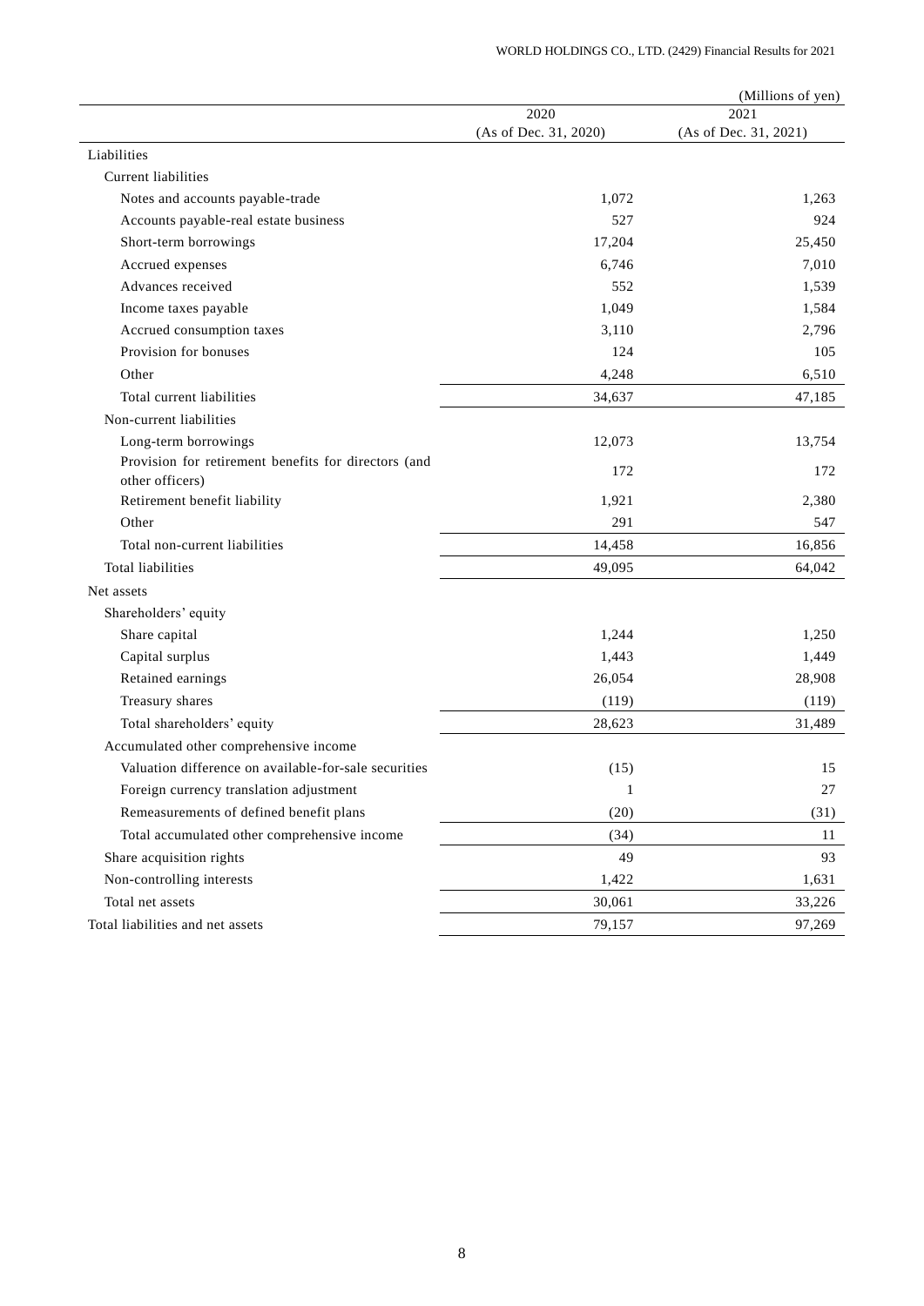(Millions of yen)

| | 2020 (As of Dec. 31, 2020) | 2021 (As of Dec. 31, 2021) |
|---|---|---|
| Liabilities | | |
| Current liabilities | | |
| Notes and accounts payable-trade | 1,072 | 1,263 |
| Accounts payable-real estate business | 527 | 924 |
| Short-term borrowings | 17,204 | 25,450 |
| Accrued expenses | 6,746 | 7,010 |
| Advances received | 552 | 1,539 |
| Income taxes payable | 1,049 | 1,584 |
| Accrued consumption taxes | 3,110 | 2,796 |
| Provision for bonuses | 124 | 105 |
| Other | 4,248 | 6,510 |
| Total current liabilities | 34,637 | 47,185 |
| Non-current liabilities | | |
| Long-term borrowings | 12,073 | 13,754 |
| Provision for retirement benefits for directors (and other officers) | 172 | 172 |
| Retirement benefit liability | 1,921 | 2,380 |
| Other | 291 | 547 |
| Total non-current liabilities | 14,458 | 16,856 |
| Total liabilities | 49,095 | 64,042 |
| Net assets | | |
| Shareholders' equity | | |
| Share capital | 1,244 | 1,250 |
| Capital surplus | 1,443 | 1,449 |
| Retained earnings | 26,054 | 28,908 |
| Treasury shares | (119) | (119) |
| Total shareholders' equity | 28,623 | 31,489 |
| Accumulated other comprehensive income | | |
| Valuation difference on available-for-sale securities | (15) | 15 |
| Foreign currency translation adjustment | 1 | 27 |
| Remeasurements of defined benefit plans | (20) | (31) |
| Total accumulated other comprehensive income | (34) | 11 |
| Share acquisition rights | 49 | 93 |
| Non-controlling interests | 1,422 | 1,631 |
| Total net assets | 30,061 | 33,226 |
| Total liabilities and net assets | 79,157 | 97,269 |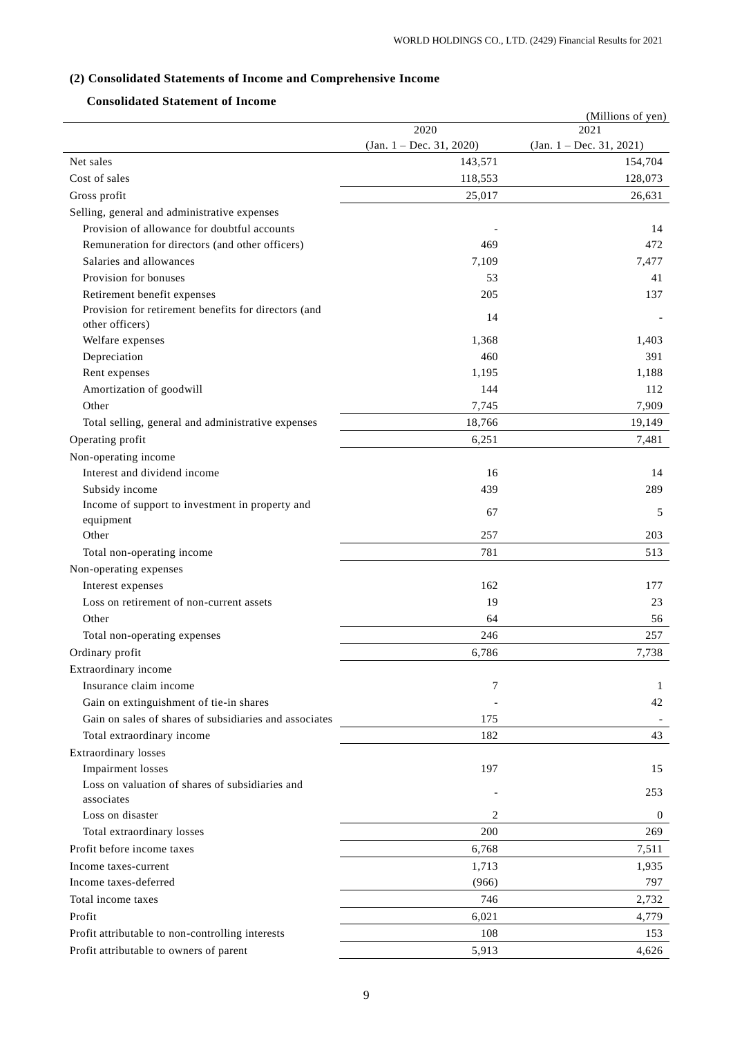## (2) Consolidated Statements of Income and Comprehensive Income

### Consolidated Statement of Income

(Millions of yen)

| | 2020<br>(Jan. 1 – Dec. 31, 2020) | 2021<br>(Jan. 1 – Dec. 31, 2021) |
|---|---|---|
| Net sales | 143,571 | 154,704 |
| Cost of sales | 118,553 | 128,073 |
| Gross profit | 25,017 | 26,631 |
| Selling, general and administrative expenses | | |
| Provision of allowance for doubtful accounts | - | 14 |
| Remuneration for directors (and other officers) | 469 | 472 |
| Salaries and allowances | 7,109 | 7,477 |
| Provision for bonuses | 53 | 41 |
| Retirement benefit expenses | 205 | 137 |
| Provision for retirement benefits for directors (and other officers) | 14 | - |
| Welfare expenses | 1,368 | 1,403 |
| Depreciation | 460 | 391 |
| Rent expenses | 1,195 | 1,188 |
| Amortization of goodwill | 144 | 112 |
| Other | 7,745 | 7,909 |
| Total selling, general and administrative expenses | 18,766 | 19,149 |
| Operating profit | 6,251 | 7,481 |
| Non-operating income | | |
| Interest and dividend income | 16 | 14 |
| Subsidy income | 439 | 289 |
| Income of support to investment in property and equipment | 67 | 5 |
| Other | 257 | 203 |
| Total non-operating income | 781 | 513 |
| Non-operating expenses | | |
| Interest expenses | 162 | 177 |
| Loss on retirement of non-current assets | 19 | 23 |
| Other | 64 | 56 |
| Total non-operating expenses | 246 | 257 |
| Ordinary profit | 6,786 | 7,738 |
| Extraordinary income | | |
| Insurance claim income | 7 | 1 |
| Gain on extinguishment of tie-in shares | - | 42 |
| Gain on sales of shares of subsidiaries and associates | 175 | - |
| Total extraordinary income | 182 | 43 |
| Extraordinary losses | | |
| Impairment losses | 197 | 15 |
| Loss on valuation of shares of subsidiaries and associates | - | 253 |
| Loss on disaster | 2 | 0 |
| Total extraordinary losses | 200 | 269 |
| Profit before income taxes | 6,768 | 7,511 |
| Income taxes-current | 1,713 | 1,935 |
| Income taxes-deferred | (966) | 797 |
| Total income taxes | 746 | 2,732 |
| Profit | 6,021 | 4,779 |
| Profit attributable to non-controlling interests | 108 | 153 |
| Profit attributable to owners of parent | 5,913 | 4,626 |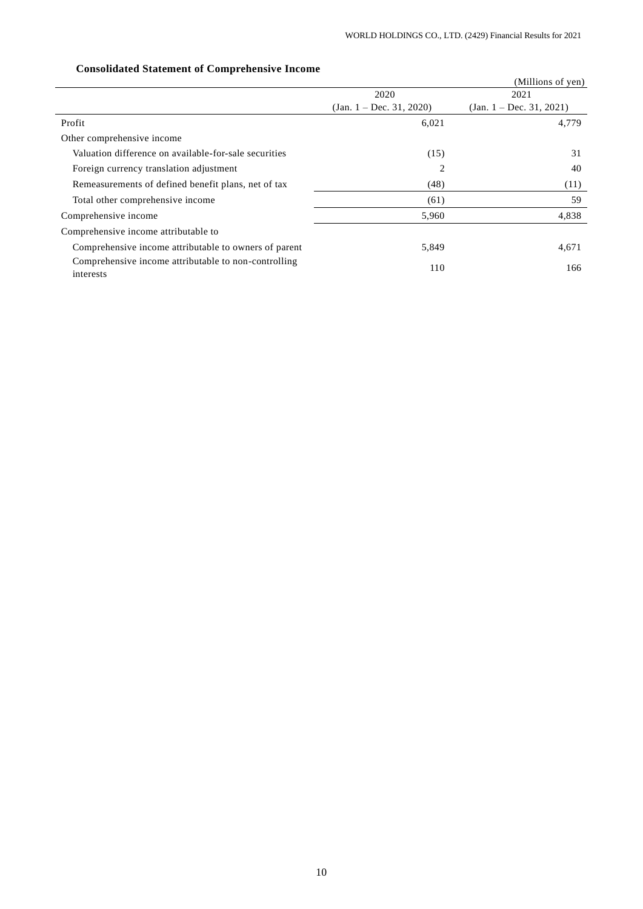### Consolidated Statement of Comprehensive Income

(Millions of yen)

| | 2020<br>(Jan. 1 – Dec. 31, 2020) | 2021<br>(Jan. 1 – Dec. 31, 2021) |
|---|---|---|
| Profit | 6,021 | 4,779 |
| Other comprehensive income | | |
| Valuation difference on available-for-sale securities | (15) | 31 |
| Foreign currency translation adjustment | 2 | 40 |
| Remeasurements of defined benefit plans, net of tax | (48) | (11) |
| Total other comprehensive income | (61) | 59 |
| Comprehensive income | 5,960 | 4,838 |
| Comprehensive income attributable to | | |
| Comprehensive income attributable to owners of parent | 5,849 | 4,671 |
| Comprehensive income attributable to non-controlling interests | 110 | 166 |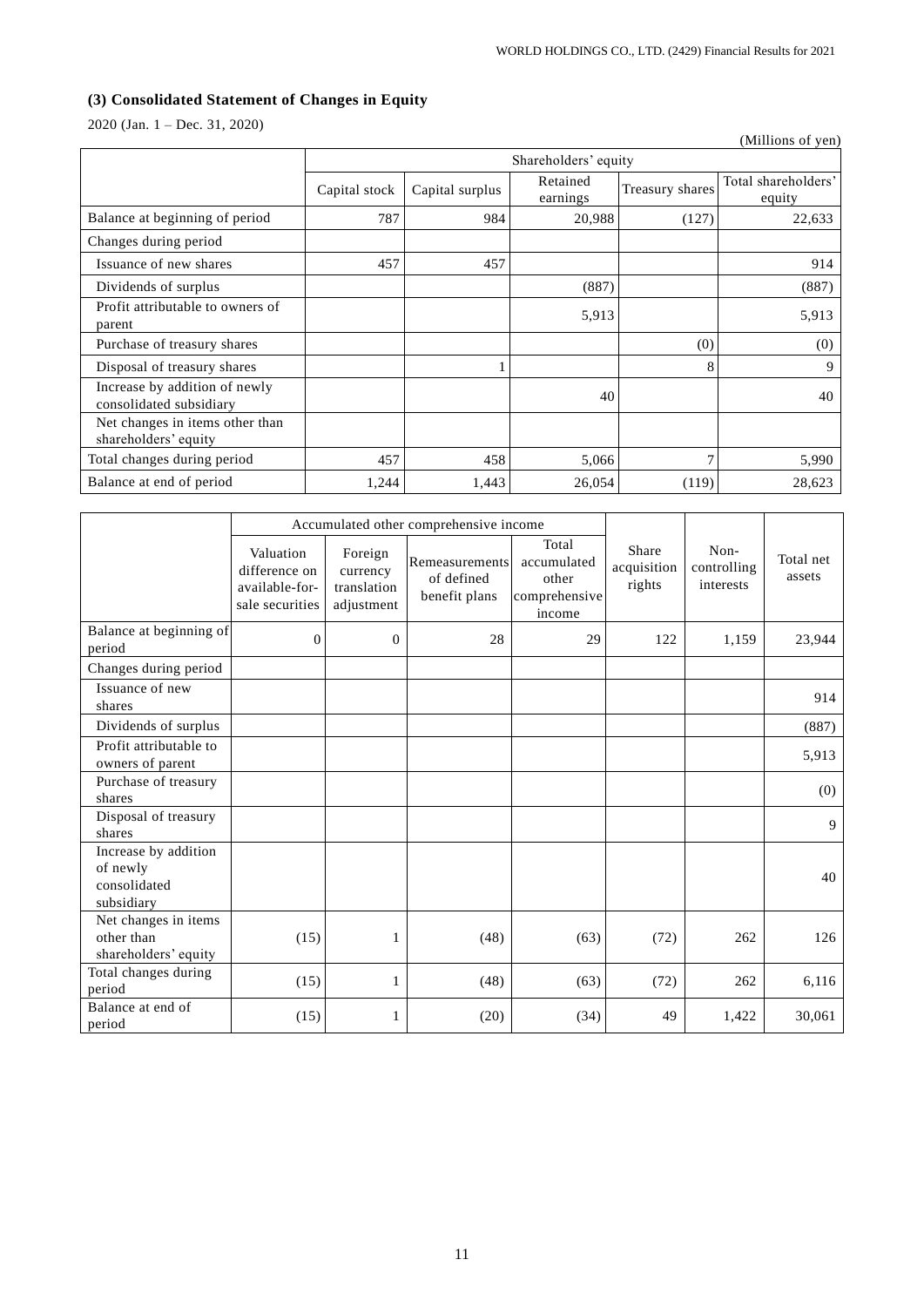### (3) Consolidated Statement of Changes in Equity

2020 (Jan. 1 – Dec. 31, 2020)

(Millions of yen)

| | Shareholders' equity | | | | |
|---|---|---|---|---|---|
| | Capital stock | Capital surplus | Retained earnings | Treasury shares | Total shareholders' equity |
| Balance at beginning of period | 787 | 984 | 20,988 | (127) | 22,633 |
| Changes during period | | | | | |
| Issuance of new shares | 457 | 457 | | | 914 |
| Dividends of surplus | | | (887) | | (887) |
| Profit attributable to owners of parent | | | 5,913 | | 5,913 |
| Purchase of treasury shares | | | | (0) | (0) |
| Disposal of treasury shares | | 1 | | 8 | 9 |
| Increase by addition of newly consolidated subsidiary | | | 40 | | 40 |
| Net changes in items other than shareholders' equity | | | | | |
| Total changes during period | 457 | 458 | 5,066 | 7 | 5,990 |
| Balance at end of period | 1,244 | 1,443 | 26,054 | (119) | 28,623 |

| | Accumulated other comprehensive income | | | | Share acquisition rights | Non-controlling interests | Total net assets |
|---|---|---|---|---|---|---|---|
| | Valuation difference on available-for-sale securities | Foreign currency translation adjustment | Remeasurements of defined benefit plans | Total accumulated other comprehensive income | | | |
| Balance at beginning of period | 0 | 0 | 28 | 29 | 122 | 1,159 | 23,944 |
| Changes during period | | | | | | | |
| Issuance of new shares | | | | | | | 914 |
| Dividends of surplus | | | | | | | (887) |
| Profit attributable to owners of parent | | | | | | | 5,913 |
| Purchase of treasury shares | | | | | | | (0) |
| Disposal of treasury shares | | | | | | | 9 |
| Increase by addition of newly consolidated subsidiary | | | | | | | 40 |
| Net changes in items other than shareholders' equity | (15) | 1 | (48) | (63) | (72) | 262 | 126 |
| Total changes during period | (15) | 1 | (48) | (63) | (72) | 262 | 6,116 |
| Balance at end of period | (15) | 1 | (20) | (34) | 49 | 1,422 | 30,061 |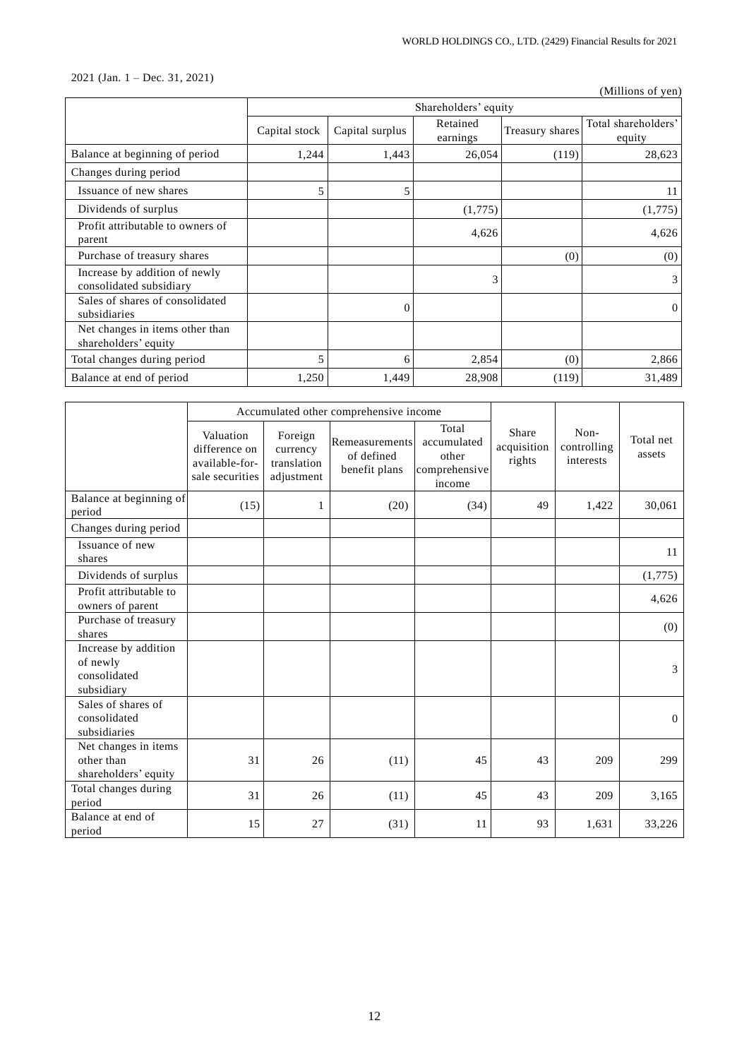2021 (Jan. 1 – Dec. 31, 2021)

(Millions of yen)

| | Shareholders' equity | | | | |
|---|---|---|---|---|---|
| | Capital stock | Capital surplus | Retained earnings | Treasury shares | Total shareholders' equity |
| Balance at beginning of period | 1,244 | 1,443 | 26,054 | (119) | 28,623 |
| Changes during period | | | | | |
| Issuance of new shares | 5 | 5 | | | 11 |
| Dividends of surplus | | | (1,775) | | (1,775) |
| Profit attributable to owners of parent | | | 4,626 | | 4,626 |
| Purchase of treasury shares | | | | (0) | (0) |
| Increase by addition of newly consolidated subsidiary | | | 3 | | 3 |
| Sales of shares of consolidated subsidiaries | | 0 | | | 0 |
| Net changes in items other than shareholders' equity | | | | | |
| Total changes during period | 5 | 6 | 2,854 | (0) | 2,866 |
| Balance at end of period | 1,250 | 1,449 | 28,908 | (119) | 31,489 |

| | Accumulated other comprehensive income | | | | Share acquisition rights | Non-controlling interests | Total net assets |
|---|---|---|---|---|---|---|---|
| | Valuation difference on available-for-sale securities | Foreign currency translation adjustment | Remeasurements of defined benefit plans | Total accumulated other comprehensive income | | | |
| Balance at beginning of period | (15) | 1 | (20) | (34) | 49 | 1,422 | 30,061 |
| Changes during period | | | | | | | |
| Issuance of new shares | | | | | | | 11 |
| Dividends of surplus | | | | | | | (1,775) |
| Profit attributable to owners of parent | | | | | | | 4,626 |
| Purchase of treasury shares | | | | | | | (0) |
| Increase by addition of newly consolidated subsidiary | | | | | | | 3 |
| Sales of shares of consolidated subsidiaries | | | | | | | 0 |
| Net changes in items other than shareholders' equity | 31 | 26 | (11) | 45 | 43 | 209 | 299 |
| Total changes during period | 31 | 26 | (11) | 45 | 43 | 209 | 3,165 |
| Balance at end of period | 15 | 27 | (31) | 11 | 93 | 1,631 | 33,226 |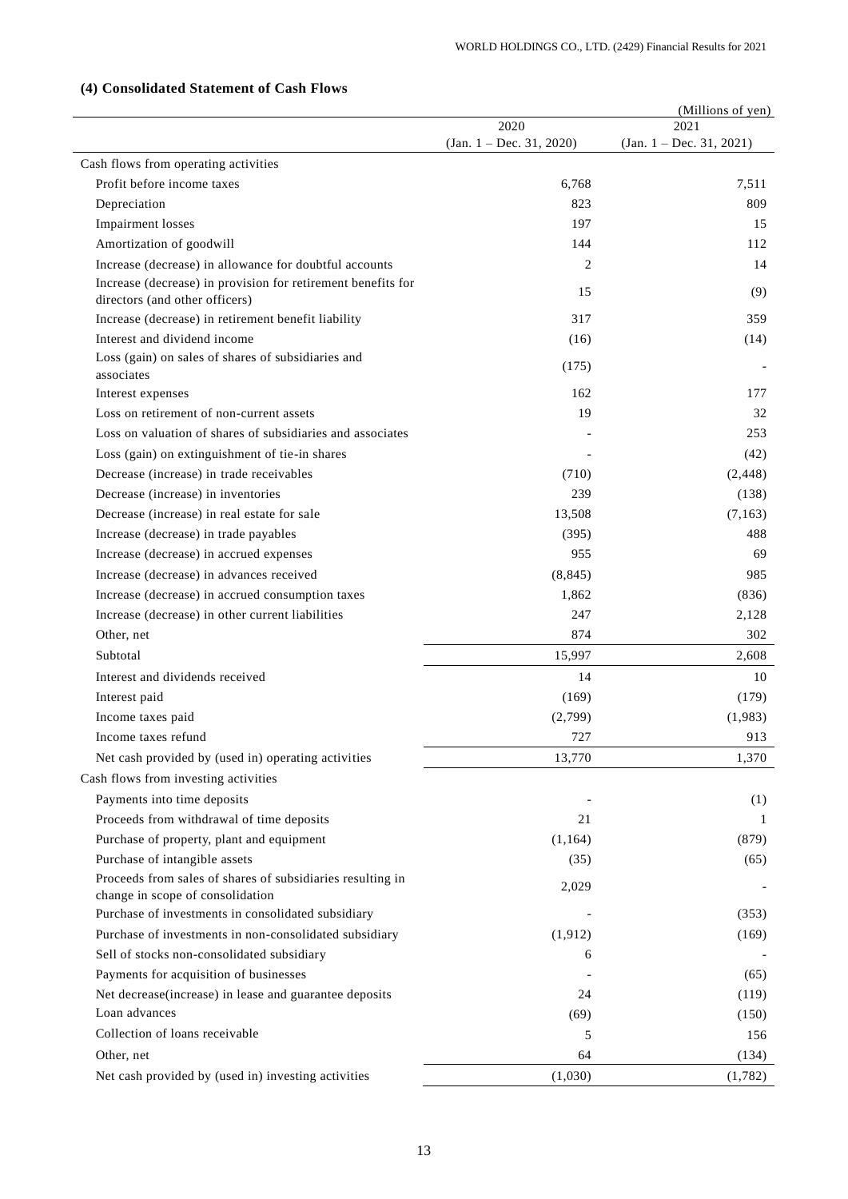### (4) Consolidated Statement of Cash Flows

(Millions of yen)

| | 2020<br>(Jan. 1 – Dec. 31, 2020) | 2021<br>(Jan. 1 – Dec. 31, 2021) |
|---|---|---|
| Cash flows from operating activities | | |
| Profit before income taxes | 6,768 | 7,511 |
| Depreciation | 823 | 809 |
| Impairment losses | 197 | 15 |
| Amortization of goodwill | 144 | 112 |
| Increase (decrease) in allowance for doubtful accounts | 2 | 14 |
| Increase (decrease) in provision for retirement benefits for directors (and other officers) | 15 | (9) |
| Increase (decrease) in retirement benefit liability | 317 | 359 |
| Interest and dividend income | (16) | (14) |
| Loss (gain) on sales of shares of subsidiaries and associates | (175) | - |
| Interest expenses | 162 | 177 |
| Loss on retirement of non-current assets | 19 | 32 |
| Loss on valuation of shares of subsidiaries and associates | - | 253 |
| Loss (gain) on extinguishment of tie-in shares | - | (42) |
| Decrease (increase) in trade receivables | (710) | (2,448) |
| Decrease (increase) in inventories | 239 | (138) |
| Decrease (increase) in real estate for sale | 13,508 | (7,163) |
| Increase (decrease) in trade payables | (395) | 488 |
| Increase (decrease) in accrued expenses | 955 | 69 |
| Increase (decrease) in advances received | (8,845) | 985 |
| Increase (decrease) in accrued consumption taxes | 1,862 | (836) |
| Increase (decrease) in other current liabilities | 247 | 2,128 |
| Other, net | 874 | 302 |
| Subtotal | 15,997 | 2,608 |
| Interest and dividends received | 14 | 10 |
| Interest paid | (169) | (179) |
| Income taxes paid | (2,799) | (1,983) |
| Income taxes refund | 727 | 913 |
| Net cash provided by (used in) operating activities | 13,770 | 1,370 |
| Cash flows from investing activities | | |
| Payments into time deposits | - | (1) |
| Proceeds from withdrawal of time deposits | 21 | 1 |
| Purchase of property, plant and equipment | (1,164) | (879) |
| Purchase of intangible assets | (35) | (65) |
| Proceeds from sales of shares of subsidiaries resulting in change in scope of consolidation | 2,029 | - |
| Purchase of investments in consolidated subsidiary | - | (353) |
| Purchase of investments in non-consolidated subsidiary | (1,912) | (169) |
| Sell of stocks non-consolidated subsidiary | 6 | - |
| Payments for acquisition of businesses | - | (65) |
| Net decrease(increase) in lease and guarantee deposits | 24 | (119) |
| Loan advances | (69) | (150) |
| Collection of loans receivable | 5 | 156 |
| Other, net | 64 | (134) |
| Net cash provided by (used in) investing activities | (1,030) | (1,782) |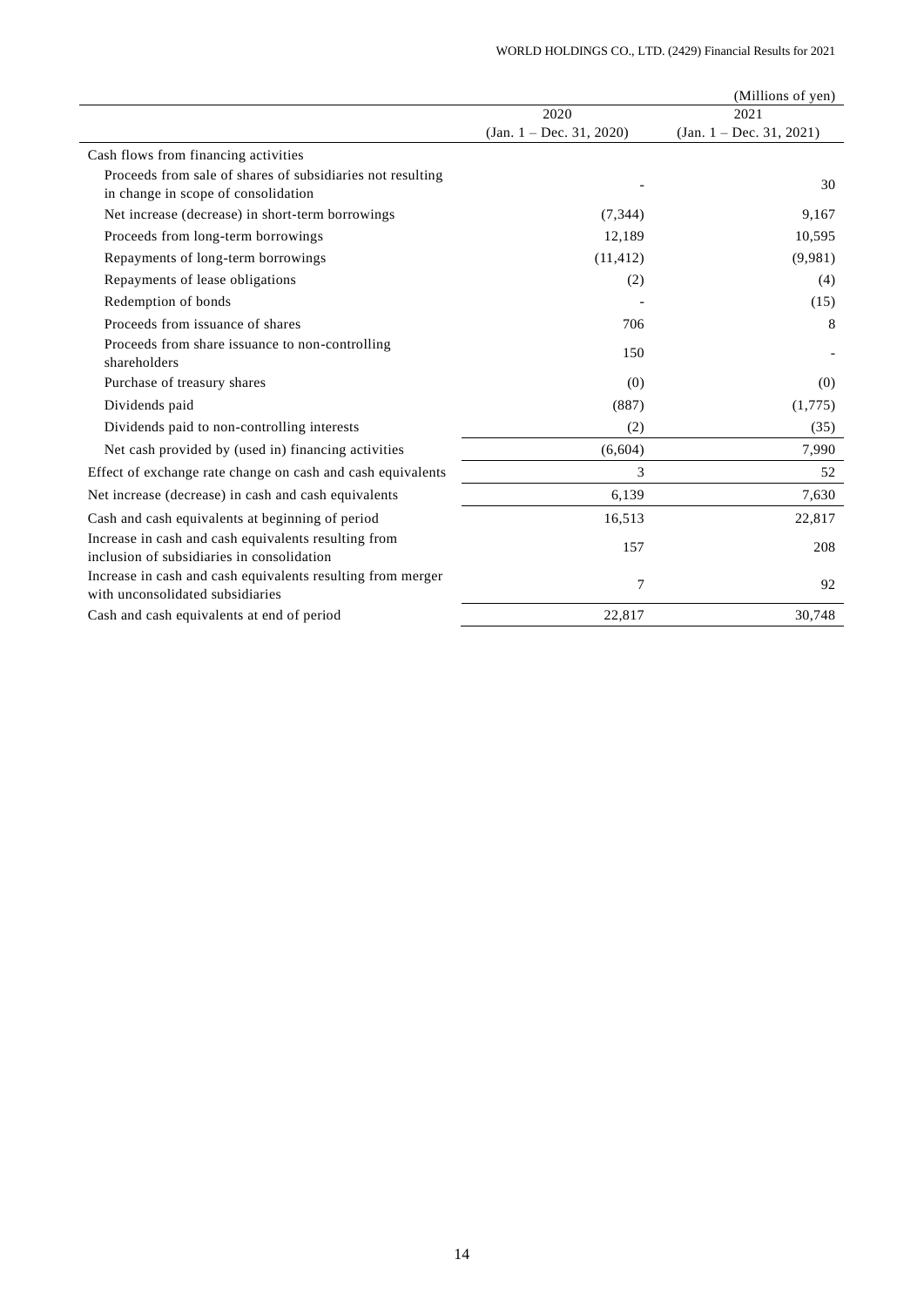(Millions of yen)

| | 2020<br>(Jan. 1 – Dec. 31, 2020) | 2021<br>(Jan. 1 – Dec. 31, 2021) |
|---|---|---|
| Cash flows from financing activities | | |
| Proceeds from sale of shares of subsidiaries not resulting in change in scope of consolidation | - | 30 |
| Net increase (decrease) in short-term borrowings | (7,344) | 9,167 |
| Proceeds from long-term borrowings | 12,189 | 10,595 |
| Repayments of long-term borrowings | (11,412) | (9,981) |
| Repayments of lease obligations | (2) | (4) |
| Redemption of bonds | - | (15) |
| Proceeds from issuance of shares | 706 | 8 |
| Proceeds from share issuance to non-controlling shareholders | 150 | - |
| Purchase of treasury shares | (0) | (0) |
| Dividends paid | (887) | (1,775) |
| Dividends paid to non-controlling interests | (2) | (35) |
| Net cash provided by (used in) financing activities | (6,604) | 7,990 |
| Effect of exchange rate change on cash and cash equivalents | 3 | 52 |
| Net increase (decrease) in cash and cash equivalents | 6,139 | 7,630 |
| Cash and cash equivalents at beginning of period | 16,513 | 22,817 |
| Increase in cash and cash equivalents resulting from inclusion of subsidiaries in consolidation | 157 | 208 |
| Increase in cash and cash equivalents resulting from merger with unconsolidated subsidiaries | 7 | 92 |
| Cash and cash equivalents at end of period | 22,817 | 30,748 |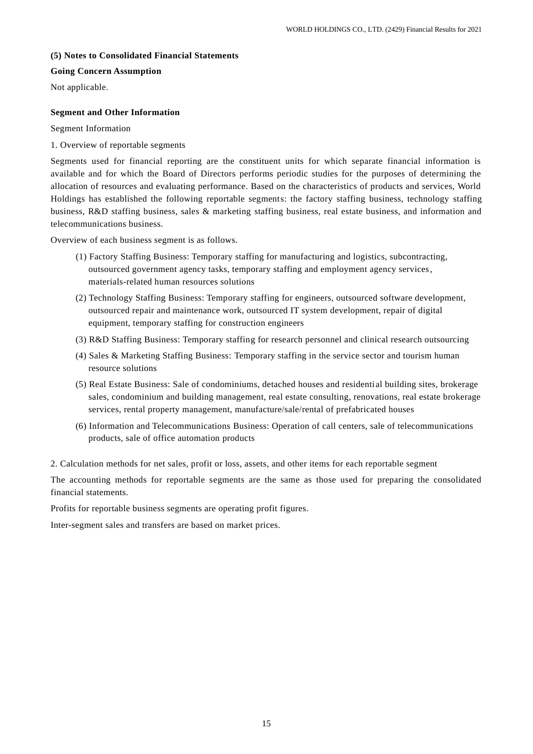### (5) Notes to Consolidated Financial Statements

**Going Concern Assumption**

Not applicable.

**Segment and Other Information**

Segment Information

1. Overview of reportable segments

Segments used for financial reporting are the constituent units for which separate financial information is available and for which the Board of Directors performs periodic studies for the purposes of determining the allocation of resources and evaluating performance. Based on the characteristics of products and services, World Holdings has established the following reportable segments: the factory staffing business, technology staffing business, R&D staffing business, sales & marketing staffing business, real estate business, and information and telecommunications business.

Overview of each business segment is as follows.

(1) Factory Staffing Business: Temporary staffing for manufacturing and logistics, subcontracting, outsourced government agency tasks, temporary staffing and employment agency services, materials-related human resources solutions

(2) Technology Staffing Business: Temporary staffing for engineers, outsourced software development, outsourced repair and maintenance work, outsourced IT system development, repair of digital equipment, temporary staffing for construction engineers

(3) R&D Staffing Business: Temporary staffing for research personnel and clinical research outsourcing

(4) Sales & Marketing Staffing Business: Temporary staffing in the service sector and tourism human resource solutions

(5) Real Estate Business: Sale of condominiums, detached houses and residential building sites, brokerage sales, condominium and building management, real estate consulting, renovations, real estate brokerage services, rental property management, manufacture/sale/rental of prefabricated houses

(6) Information and Telecommunications Business: Operation of call centers, sale of telecommunications products, sale of office automation products

2. Calculation methods for net sales, profit or loss, assets, and other items for each reportable segment

The accounting methods for reportable segments are the same as those used for preparing the consolidated financial statements.

Profits for reportable business segments are operating profit figures.

Inter-segment sales and transfers are based on market prices.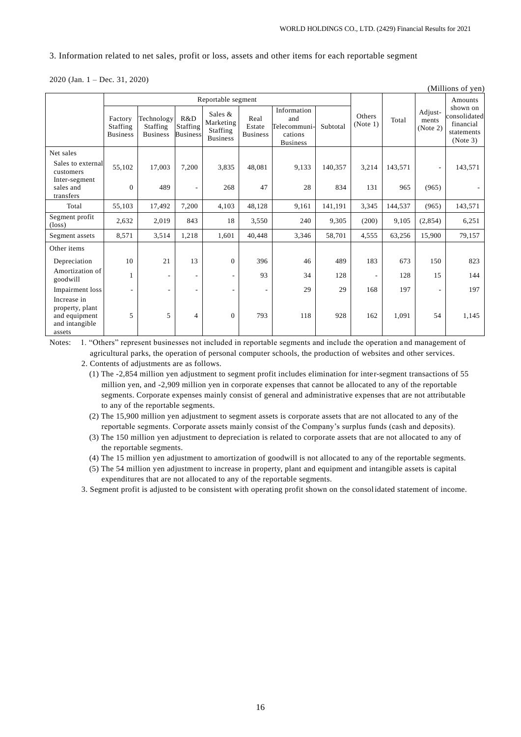3. Information related to net sales, profit or loss, assets and other items for each reportable segment

2020 (Jan. 1 – Dec. 31, 2020)

(Millions of yen)

| | Reportable segment | | | | | | | Others (Note 1) | Total | Adjust-ments (Note 2) | Amounts shown on consolidated financial statements (Note 3) |
|---|---|---|---|---|---|---|---|---|---|---|---|
| | Factory Staffing Business | Technology Staffing Business | R&D Staffing Business | Sales & Marketing Staffing Business | Real Estate Business | Information and Telecommuni-cations Business | Subtotal | | | | |
| Net sales | | | | | | | | | | | |
| Sales to external customers | 55,102 | 17,003 | 7,200 | 3,835 | 48,081 | 9,133 | 140,357 | 3,214 | 143,571 | - | 143,571 |
| Inter-segment sales and transfers | 0 | 489 | - | 268 | 47 | 28 | 834 | 131 | 965 | (965) | - |
| Total | 55,103 | 17,492 | 7,200 | 4,103 | 48,128 | 9,161 | 141,191 | 3,345 | 144,537 | (965) | 143,571 |
| Segment profit (loss) | 2,632 | 2,019 | 843 | 18 | 3,550 | 240 | 9,305 | (200) | 9,105 | (2,854) | 6,251 |
| Segment assets | 8,571 | 3,514 | 1,218 | 1,601 | 40,448 | 3,346 | 58,701 | 4,555 | 63,256 | 15,900 | 79,157 |
| Other items | | | | | | | | | | | |
| Depreciation | 10 | 21 | 13 | 0 | 396 | 46 | 489 | 183 | 673 | 150 | 823 |
| Amortization of goodwill | 1 | - | - | - | 93 | 34 | 128 | - | 128 | 15 | 144 |
| Impairment loss | - | - | - | - | - | 29 | 29 | 168 | 197 | - | 197 |
| Increase in property, plant and equipment and intangible assets | 5 | 5 | 4 | 0 | 793 | 118 | 928 | 162 | 1,091 | 54 | 1,145 |

Notes: 1. "Others" represent businesses not included in reportable segments and include the operation and management of agricultural parks, the operation of personal computer schools, the production of websites and other services.

2. Contents of adjustments are as follows.

(1) The -2,854 million yen adjustment to segment profit includes elimination for inter-segment transactions of 55 million yen, and -2,909 million yen in corporate expenses that cannot be allocated to any of the reportable segments. Corporate expenses mainly consist of general and administrative expenses that are not attributable to any of the reportable segments.

(2) The 15,900 million yen adjustment to segment assets is corporate assets that are not allocated to any of the reportable segments. Corporate assets mainly consist of the Company's surplus funds (cash and deposits).

(3) The 150 million yen adjustment to depreciation is related to corporate assets that are not allocated to any of the reportable segments.

(4) The 15 million yen adjustment to amortization of goodwill is not allocated to any of the reportable segments.

(5) The 54 million yen adjustment to increase in property, plant and equipment and intangible assets is capital expenditures that are not allocated to any of the reportable segments.

3. Segment profit is adjusted to be consistent with operating profit shown on the consolidated statement of income.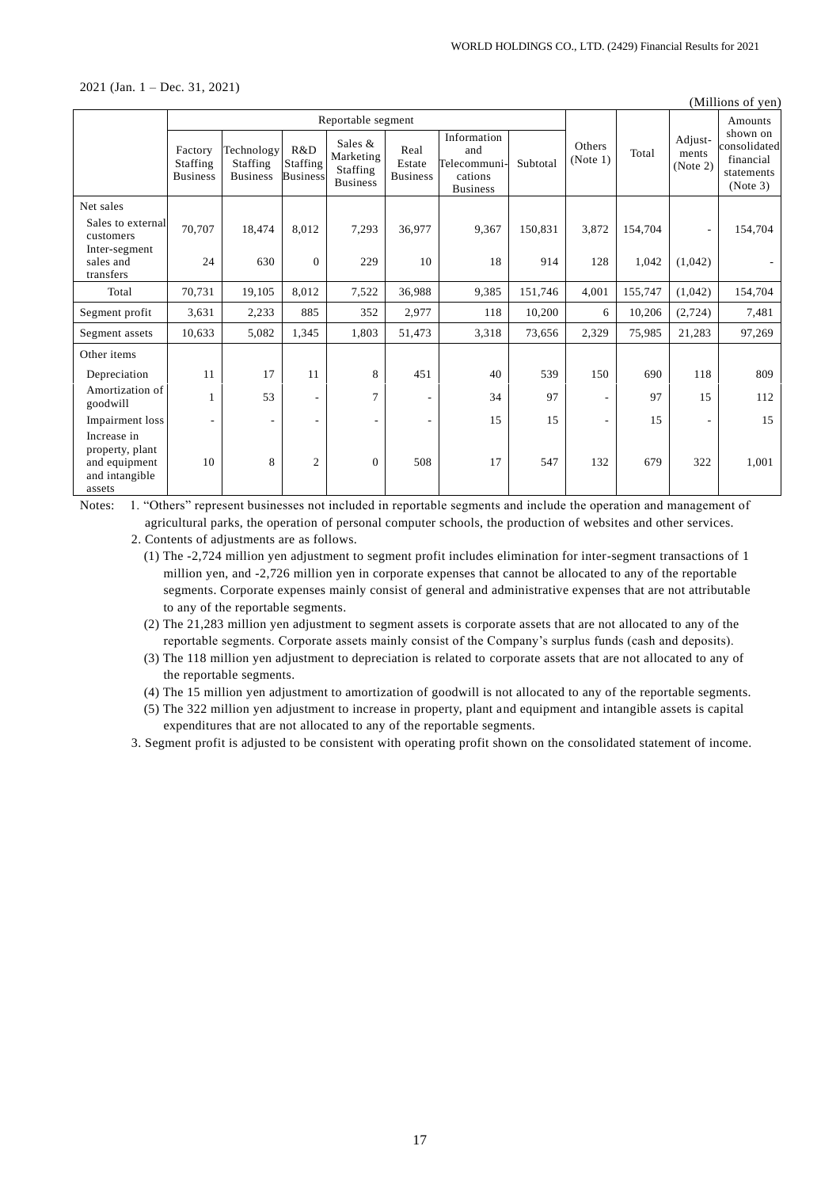2021 (Jan. 1 – Dec. 31, 2021)

(Millions of yen)

| | Reportable segment | | | | | | | Others (Note 1) | Total | Adjust-ments (Note 2) | Amounts shown on consolidated financial statements (Note 3) |
|---|---|---|---|---|---|---|---|---|---|---|---|
| | Factory Staffing Business | Technology Staffing Business | R&D Staffing Business | Sales & Marketing Staffing Business | Real Estate Business | Information and Telecommunications Business | Subtotal | | | | |
| Net sales | | | | | | | | | | | |
| Sales to external customers | 70,707 | 18,474 | 8,012 | 7,293 | 36,977 | 9,367 | 150,831 | 3,872 | 154,704 | - | 154,704 |
| Inter-segment sales and transfers | 24 | 630 | 0 | 229 | 10 | 18 | 914 | 128 | 1,042 | (1,042) | - |
| Total | 70,731 | 19,105 | 8,012 | 7,522 | 36,988 | 9,385 | 151,746 | 4,001 | 155,747 | (1,042) | 154,704 |
| Segment profit | 3,631 | 2,233 | 885 | 352 | 2,977 | 118 | 10,200 | 6 | 10,206 | (2,724) | 7,481 |
| Segment assets | 10,633 | 5,082 | 1,345 | 1,803 | 51,473 | 3,318 | 73,656 | 2,329 | 75,985 | 21,283 | 97,269 |
| Other items | | | | | | | | | | | |
| Depreciation | 11 | 17 | 11 | 8 | 451 | 40 | 539 | 150 | 690 | 118 | 809 |
| Amortization of goodwill | 1 | 53 | - | 7 | - | 34 | 97 | - | 97 | 15 | 112 |
| Impairment loss | - | - | - | - | - | 15 | 15 | - | 15 | - | 15 |
| Increase in property, plant and equipment and intangible assets | 10 | 8 | 2 | 0 | 508 | 17 | 547 | 132 | 679 | 322 | 1,001 |

Notes:
1. "Others" represent businesses not included in reportable segments and include the operation and management of agricultural parks, the operation of personal computer schools, the production of websites and other services.
2. Contents of adjustments are as follows.
   (1) The -2,724 million yen adjustment to segment profit includes elimination for inter-segment transactions of 1 million yen, and -2,726 million yen in corporate expenses that cannot be allocated to any of the reportable segments. Corporate expenses mainly consist of general and administrative expenses that are not attributable to any of the reportable segments.
   (2) The 21,283 million yen adjustment to segment assets is corporate assets that are not allocated to any of the reportable segments. Corporate assets mainly consist of the Company's surplus funds (cash and deposits).
   (3) The 118 million yen adjustment to depreciation is related to corporate assets that are not allocated to any of the reportable segments.
   (4) The 15 million yen adjustment to amortization of goodwill is not allocated to any of the reportable segments.
   (5) The 322 million yen adjustment to increase in property, plant and equipment and intangible assets is capital expenditures that are not allocated to any of the reportable segments.
3. Segment profit is adjusted to be consistent with operating profit shown on the consolidated statement of income.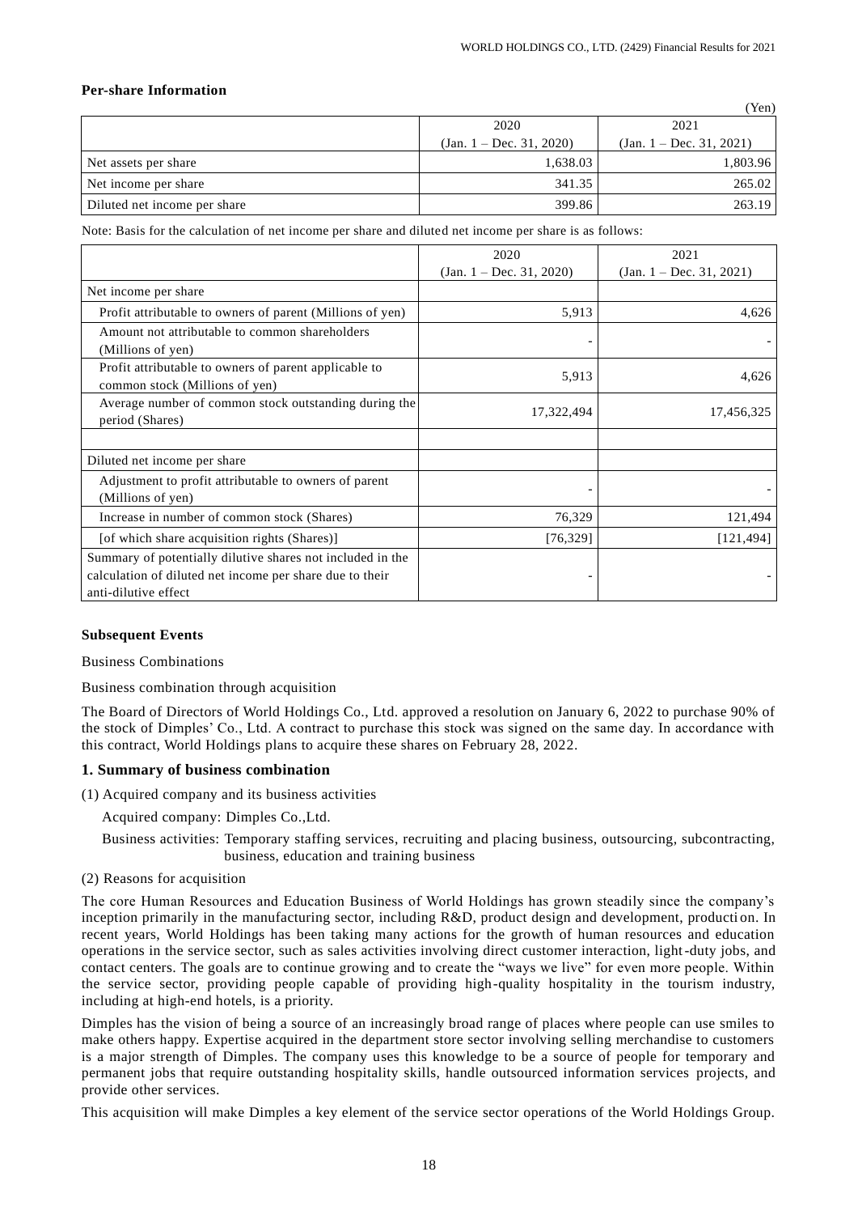**Per-share Information**

(Yen)

| | 2020<br>(Jan. 1 – Dec. 31, 2020) | 2021<br>(Jan. 1 – Dec. 31, 2021) |
|---|---|---|
| Net assets per share | 1,638.03 | 1,803.96 |
| Net income per share | 341.35 | 265.02 |
| Diluted net income per share | 399.86 | 263.19 |

Note: Basis for the calculation of net income per share and diluted net income per share is as follows:

| | 2020<br>(Jan. 1 – Dec. 31, 2020) | 2021<br>(Jan. 1 – Dec. 31, 2021) |
|---|---|---|
| Net income per share | | |
| Profit attributable to owners of parent (Millions of yen) | 5,913 | 4,626 |
| Amount not attributable to common shareholders (Millions of yen) | - | - |
| Profit attributable to owners of parent applicable to common stock (Millions of yen) | 5,913 | 4,626 |
| Average number of common stock outstanding during the period (Shares) | 17,322,494 | 17,456,325 |
| | | |
| Diluted net income per share | | |
| Adjustment to profit attributable to owners of parent (Millions of yen) | - | - |
| Increase in number of common stock (Shares) | 76,329 | 121,494 |
| [of which share acquisition rights (Shares)] | [76,329] | [121,494] |
| Summary of potentially dilutive shares not included in the calculation of diluted net income per share due to their anti-dilutive effect | - | - |

**Subsequent Events**

Business Combinations

Business combination through acquisition

The Board of Directors of World Holdings Co., Ltd. approved a resolution on January 6, 2022 to purchase 90% of the stock of Dimples' Co., Ltd. A contract to purchase this stock was signed on the same day. In accordance with this contract, World Holdings plans to acquire these shares on February 28, 2022.

### 1. Summary of business combination

(1) Acquired company and its business activities

Acquired company: Dimples Co.,Ltd.

Business activities: Temporary staffing services, recruiting and placing business, outsourcing, subcontracting, business, education and training business

(2) Reasons for acquisition

The core Human Resources and Education Business of World Holdings has grown steadily since the company's inception primarily in the manufacturing sector, including R&D, product design and development, production. In recent years, World Holdings has been taking many actions for the growth of human resources and education operations in the service sector, such as sales activities involving direct customer interaction, light-duty jobs, and contact centers. The goals are to continue growing and to create the "ways we live" for even more people. Within the service sector, providing people capable of providing high-quality hospitality in the tourism industry, including at high-end hotels, is a priority.

Dimples has the vision of being a source of an increasingly broad range of places where people can use smiles to make others happy. Expertise acquired in the department store sector involving selling merchandise to customers is a major strength of Dimples. The company uses this knowledge to be a source of people for temporary and permanent jobs that require outstanding hospitality skills, handle outsourced information services projects, and provide other services.

This acquisition will make Dimples a key element of the service sector operations of the World Holdings Group.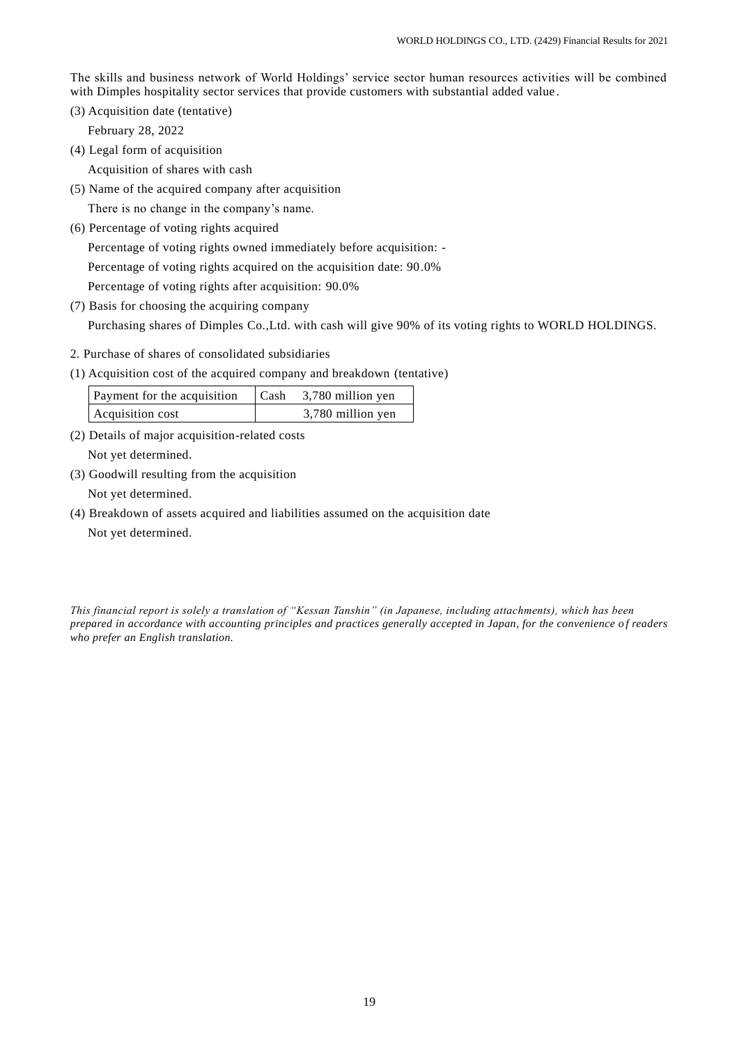The skills and business network of World Holdings' service sector human resources activities will be combined with Dimples hospitality sector services that provide customers with substantial added value.

(3) Acquisition date (tentative)

February 28, 2022

(4) Legal form of acquisition

Acquisition of shares with cash

(5) Name of the acquired company after acquisition

There is no change in the company's name.

(6) Percentage of voting rights acquired

Percentage of voting rights owned immediately before acquisition: -

Percentage of voting rights acquired on the acquisition date: 90.0%

Percentage of voting rights after acquisition: 90.0%

(7) Basis for choosing the acquiring company

Purchasing shares of Dimples Co.,Ltd. with cash will give 90% of its voting rights to WORLD HOLDINGS.

2. Purchase of shares of consolidated subsidiaries

(1) Acquisition cost of the acquired company and breakdown (tentative)

| | | |
|---|---|---|
| Payment for the acquisition | Cash | 3,780 million yen |
| Acquisition cost | | 3,780 million yen |

(2) Details of major acquisition-related costs

Not yet determined.

(3) Goodwill resulting from the acquisition

Not yet determined.

(4) Breakdown of assets acquired and liabilities assumed on the acquisition date

Not yet determined.

*This financial report is solely a translation of "Kessan Tanshin" (in Japanese, including attachments), which has been prepared in accordance with accounting principles and practices generally accepted in Japan, for the convenience of readers who prefer an English translation.*